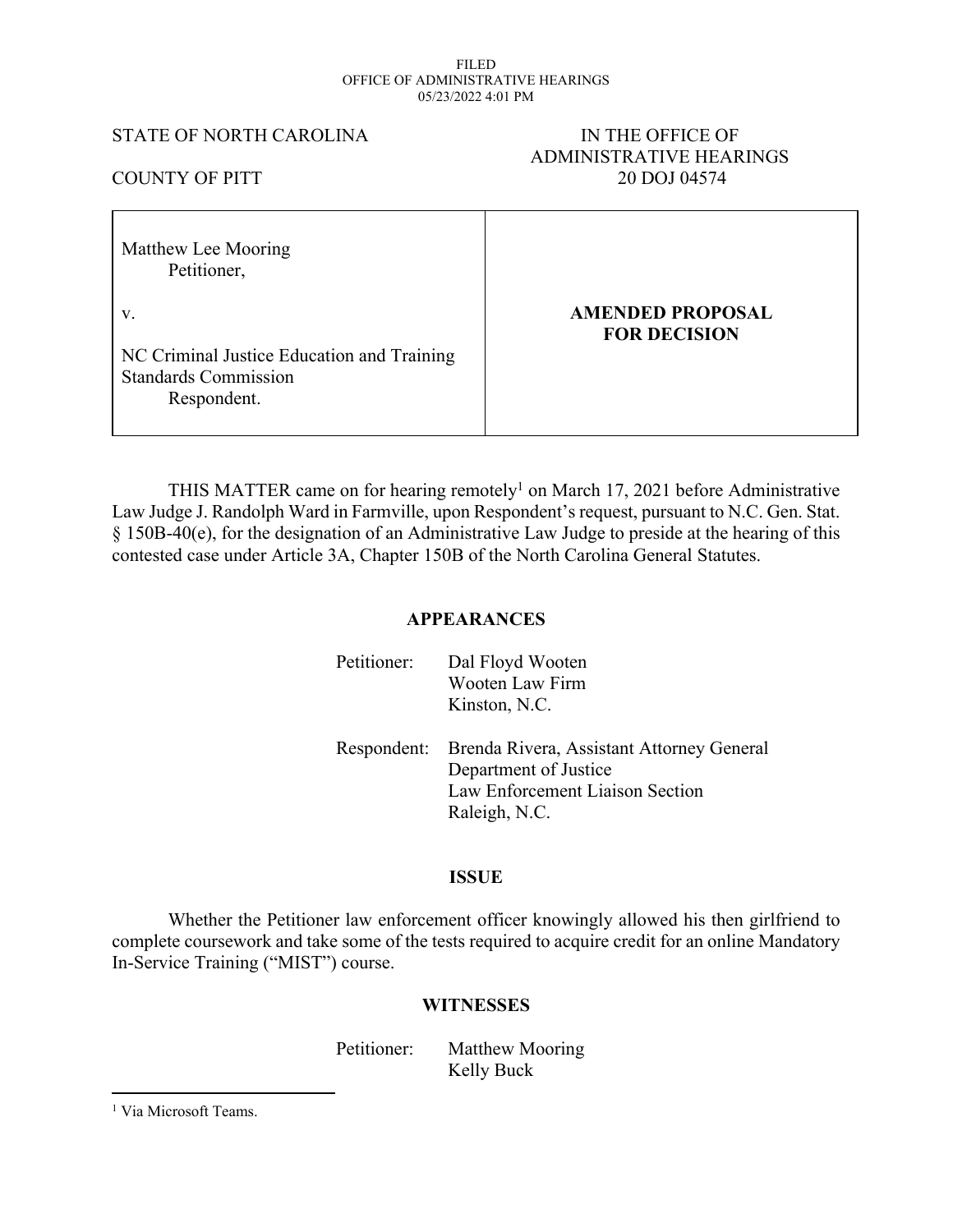FILED
OFFICE OF ADMINISTRATIVE HEARINGS
05/23/2022 4:01 PM

STATE OF NORTH CAROLINA

COUNTY OF PITT

IN THE OFFICE OF
ADMINISTRATIVE HEARINGS
20 DOJ 04574

| | |
|---|---|
| Matthew Lee Mooring<br>Petitioner,<br><br>v.<br><br>NC Criminal Justice Education and Training Standards Commission<br>Respondent. | **AMENDED PROPOSAL FOR DECISION** |

THIS MATTER came on for hearing remotely[1] on March 17, 2021 before Administrative Law Judge J. Randolph Ward in Farmville, upon Respondent's request, pursuant to N.C. Gen. Stat. § 150B-40(e), for the designation of an Administrative Law Judge to preside at the hearing of this contested case under Article 3A, Chapter 150B of the North Carolina General Statutes.

## APPEARANCES

Petitioner: Dal Floyd Wooten
Wooten Law Firm
Kinston, N.C.

Respondent: Brenda Rivera, Assistant Attorney General
Department of Justice
Law Enforcement Liaison Section
Raleigh, N.C.

## ISSUE

Whether the Petitioner law enforcement officer knowingly allowed his then girlfriend to complete coursework and take some of the tests required to acquire credit for an online Mandatory In-Service Training ("MIST") course.

## WITNESSES

Petitioner: Matthew Mooring
Kelly Buck

[1] Via Microsoft Teams.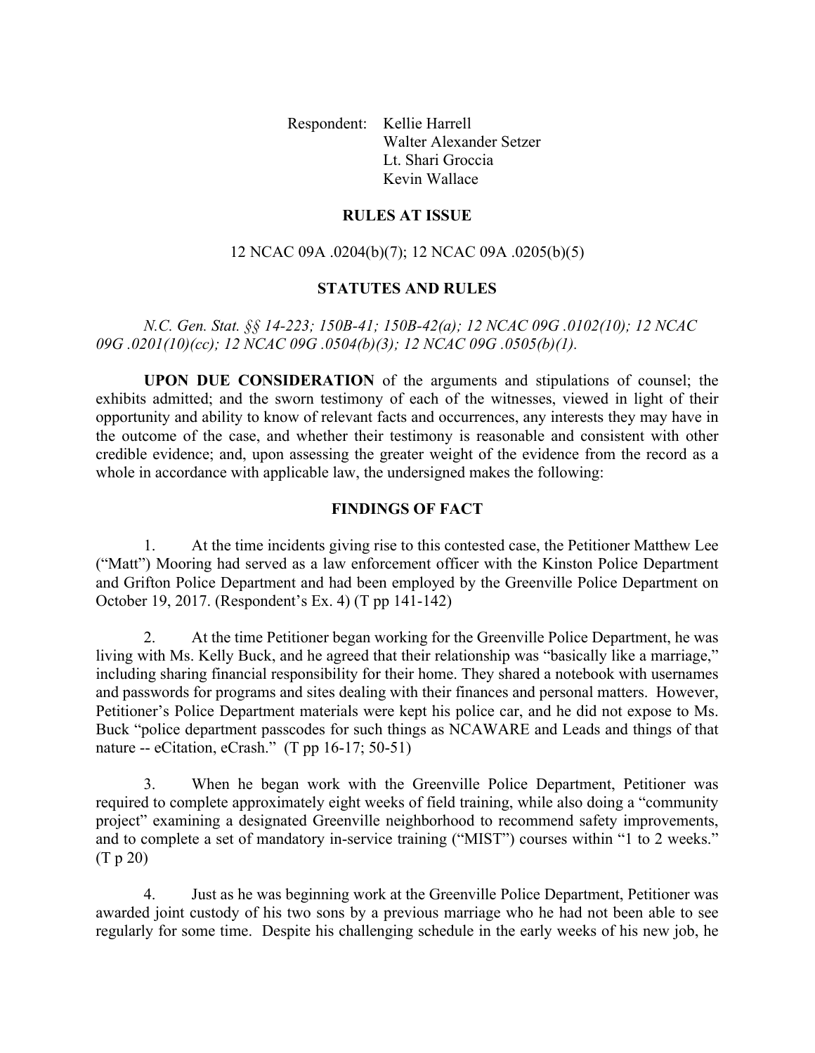Respondent: Kellie Harrell
Walter Alexander Setzer
Lt. Shari Groccia
Kevin Wallace

## RULES AT ISSUE

12 NCAC 09A .0204(b)(7); 12 NCAC 09A .0205(b)(5)

## STATUTES AND RULES

*N.C. Gen. Stat. §§ 14-223; 150B-41; 150B-42(a); 12 NCAC 09G .0102(10); 12 NCAC 09G .0201(10)(cc); 12 NCAC 09G .0504(b)(3); 12 NCAC 09G .0505(b)(1).*

**UPON DUE CONSIDERATION** of the arguments and stipulations of counsel; the exhibits admitted; and the sworn testimony of each of the witnesses, viewed in light of their opportunity and ability to know of relevant facts and occurrences, any interests they may have in the outcome of the case, and whether their testimony is reasonable and consistent with other credible evidence; and, upon assessing the greater weight of the evidence from the record as a whole in accordance with applicable law, the undersigned makes the following:

## FINDINGS OF FACT

1. At the time incidents giving rise to this contested case, the Petitioner Matthew Lee ("Matt") Mooring had served as a law enforcement officer with the Kinston Police Department and Grifton Police Department and had been employed by the Greenville Police Department on October 19, 2017. (Respondent's Ex. 4) (T pp 141-142)

2. At the time Petitioner began working for the Greenville Police Department, he was living with Ms. Kelly Buck, and he agreed that their relationship was "basically like a marriage," including sharing financial responsibility for their home. They shared a notebook with usernames and passwords for programs and sites dealing with their finances and personal matters. However, Petitioner's Police Department materials were kept his police car, and he did not expose to Ms. Buck "police department passcodes for such things as NCAWARE and Leads and things of that nature -- eCitation, eCrash." (T pp 16-17; 50-51)

3. When he began work with the Greenville Police Department, Petitioner was required to complete approximately eight weeks of field training, while also doing a "community project" examining a designated Greenville neighborhood to recommend safety improvements, and to complete a set of mandatory in-service training ("MIST") courses within "1 to 2 weeks." (T p 20)

4. Just as he was beginning work at the Greenville Police Department, Petitioner was awarded joint custody of his two sons by a previous marriage who he had not been able to see regularly for some time. Despite his challenging schedule in the early weeks of his new job, he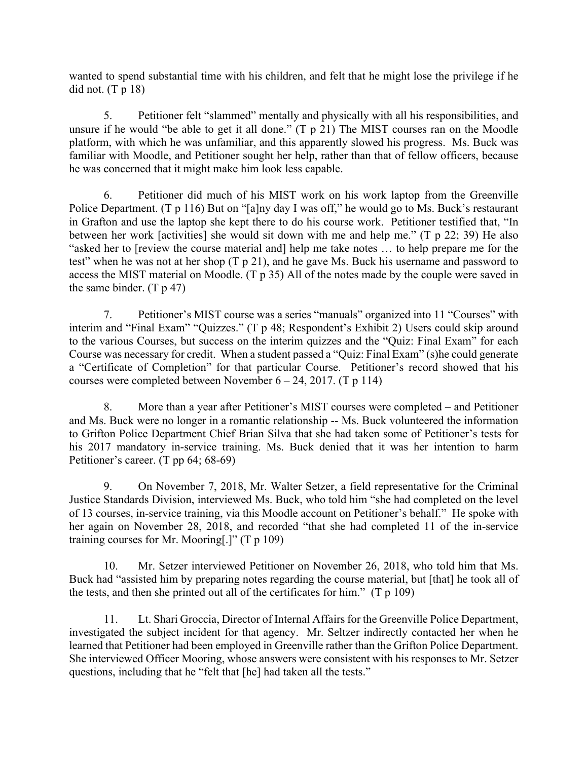wanted to spend substantial time with his children, and felt that he might lose the privilege if he did not. (T p 18)

5. Petitioner felt "slammed" mentally and physically with all his responsibilities, and unsure if he would "be able to get it all done." (T p 21) The MIST courses ran on the Moodle platform, with which he was unfamiliar, and this apparently slowed his progress. Ms. Buck was familiar with Moodle, and Petitioner sought her help, rather than that of fellow officers, because he was concerned that it might make him look less capable.

6. Petitioner did much of his MIST work on his work laptop from the Greenville Police Department. (T p 116) But on "[a]ny day I was off," he would go to Ms. Buck's restaurant in Grafton and use the laptop she kept there to do his course work. Petitioner testified that, "In between her work [activities] she would sit down with me and help me." (T p 22; 39) He also "asked her to [review the course material and] help me take notes … to help prepare me for the test" when he was not at her shop (T p 21), and he gave Ms. Buck his username and password to access the MIST material on Moodle. (T p 35) All of the notes made by the couple were saved in the same binder. (T p 47)

7. Petitioner's MIST course was a series "manuals" organized into 11 "Courses" with interim and "Final Exam" "Quizzes." (T p 48; Respondent's Exhibit 2) Users could skip around to the various Courses, but success on the interim quizzes and the "Quiz: Final Exam" for each Course was necessary for credit. When a student passed a "Quiz: Final Exam" (s)he could generate a "Certificate of Completion" for that particular Course. Petitioner's record showed that his courses were completed between November 6 – 24, 2017. (T p 114)

8. More than a year after Petitioner's MIST courses were completed – and Petitioner and Ms. Buck were no longer in a romantic relationship -- Ms. Buck volunteered the information to Grifton Police Department Chief Brian Silva that she had taken some of Petitioner's tests for his 2017 mandatory in-service training. Ms. Buck denied that it was her intention to harm Petitioner's career. (T pp 64; 68-69)

9. On November 7, 2018, Mr. Walter Setzer, a field representative for the Criminal Justice Standards Division, interviewed Ms. Buck, who told him "she had completed on the level of 13 courses, in-service training, via this Moodle account on Petitioner's behalf." He spoke with her again on November 28, 2018, and recorded "that she had completed 11 of the in-service training courses for Mr. Mooring[.]" (T p 109)

10. Mr. Setzer interviewed Petitioner on November 26, 2018, who told him that Ms. Buck had "assisted him by preparing notes regarding the course material, but [that] he took all of the tests, and then she printed out all of the certificates for him." (T p 109)

11. Lt. Shari Groccia, Director of Internal Affairs for the Greenville Police Department, investigated the subject incident for that agency. Mr. Seltzer indirectly contacted her when he learned that Petitioner had been employed in Greenville rather than the Grifton Police Department. She interviewed Officer Mooring, whose answers were consistent with his responses to Mr. Setzer questions, including that he "felt that [he] had taken all the tests."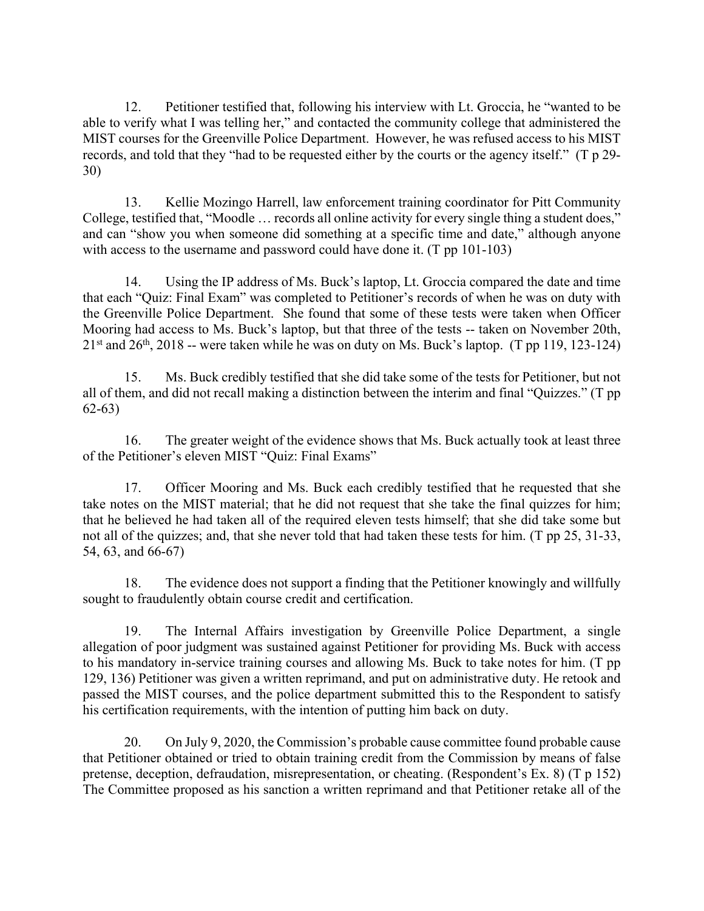12. Petitioner testified that, following his interview with Lt. Groccia, he "wanted to be able to verify what I was telling her," and contacted the community college that administered the MIST courses for the Greenville Police Department. However, he was refused access to his MIST records, and told that they "had to be requested either by the courts or the agency itself." (T p 29-30)

13. Kellie Mozingo Harrell, law enforcement training coordinator for Pitt Community College, testified that, "Moodle … records all online activity for every single thing a student does," and can "show you when someone did something at a specific time and date," although anyone with access to the username and password could have done it. (T pp 101-103)

14. Using the IP address of Ms. Buck's laptop, Lt. Groccia compared the date and time that each "Quiz: Final Exam" was completed to Petitioner's records of when he was on duty with the Greenville Police Department. She found that some of these tests were taken when Officer Mooring had access to Ms. Buck's laptop, but that three of the tests -- taken on November 20th, 21st and 26th, 2018 -- were taken while he was on duty on Ms. Buck's laptop. (T pp 119, 123-124)

15. Ms. Buck credibly testified that she did take some of the tests for Petitioner, but not all of them, and did not recall making a distinction between the interim and final "Quizzes." (T pp 62-63)

16. The greater weight of the evidence shows that Ms. Buck actually took at least three of the Petitioner's eleven MIST "Quiz: Final Exams"

17. Officer Mooring and Ms. Buck each credibly testified that he requested that she take notes on the MIST material; that he did not request that she take the final quizzes for him; that he believed he had taken all of the required eleven tests himself; that she did take some but not all of the quizzes; and, that she never told that had taken these tests for him. (T pp 25, 31-33, 54, 63, and 66-67)

18. The evidence does not support a finding that the Petitioner knowingly and willfully sought to fraudulently obtain course credit and certification.

19. The Internal Affairs investigation by Greenville Police Department, a single allegation of poor judgment was sustained against Petitioner for providing Ms. Buck with access to his mandatory in-service training courses and allowing Ms. Buck to take notes for him. (T pp 129, 136) Petitioner was given a written reprimand, and put on administrative duty. He retook and passed the MIST courses, and the police department submitted this to the Respondent to satisfy his certification requirements, with the intention of putting him back on duty.

20. On July 9, 2020, the Commission's probable cause committee found probable cause that Petitioner obtained or tried to obtain training credit from the Commission by means of false pretense, deception, defraudation, misrepresentation, or cheating. (Respondent's Ex. 8) (T p 152) The Committee proposed as his sanction a written reprimand and that Petitioner retake all of the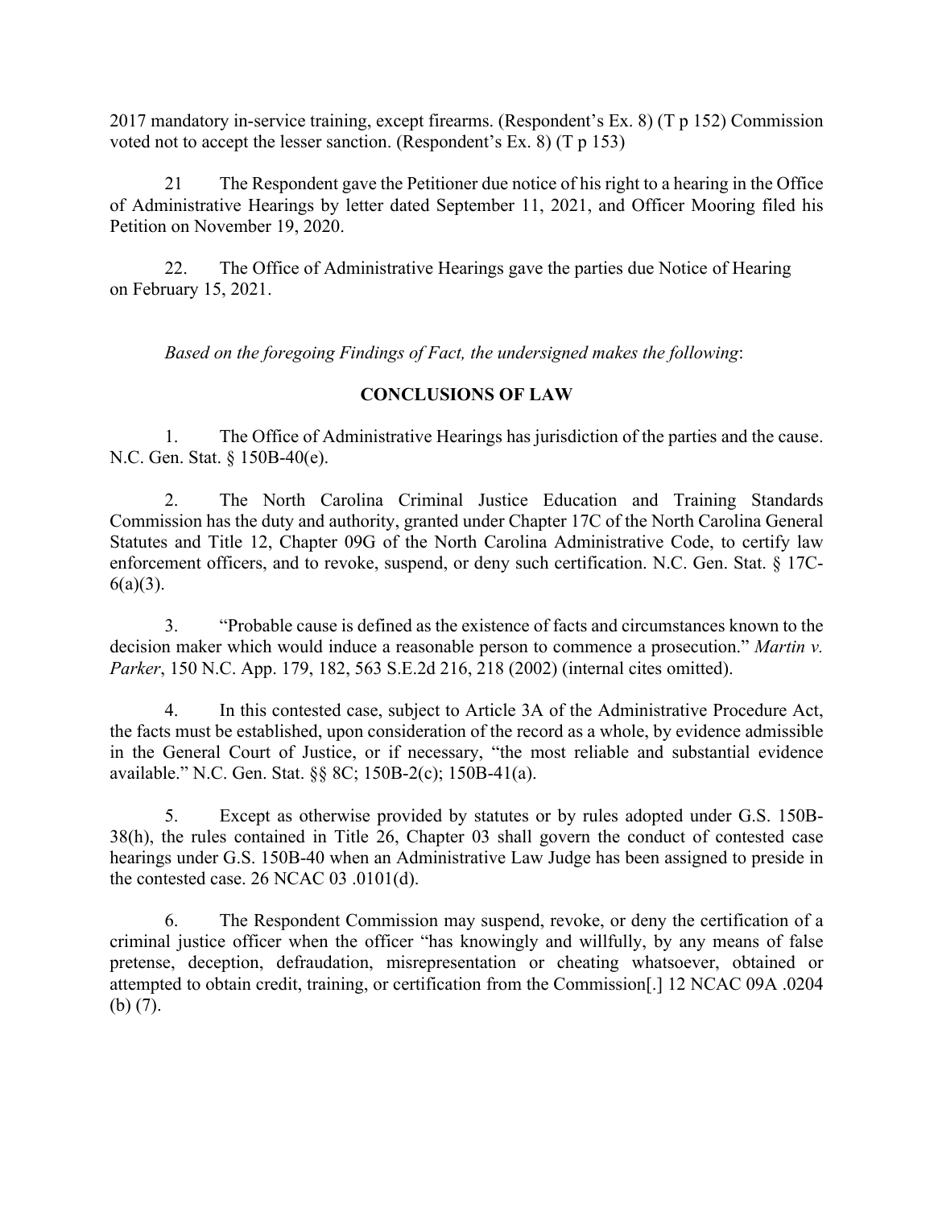2017 mandatory in-service training, except firearms. (Respondent's Ex. 8) (T p 152) Commission voted not to accept the lesser sanction. (Respondent's Ex. 8) (T p 153)

21 The Respondent gave the Petitioner due notice of his right to a hearing in the Office of Administrative Hearings by letter dated September 11, 2021, and Officer Mooring filed his Petition on November 19, 2020.

22. The Office of Administrative Hearings gave the parties due Notice of Hearing on February 15, 2021.

*Based on the foregoing Findings of Fact, the undersigned makes the following*:

## CONCLUSIONS OF LAW

1. The Office of Administrative Hearings has jurisdiction of the parties and the cause. N.C. Gen. Stat. § 150B-40(e).

2. The North Carolina Criminal Justice Education and Training Standards Commission has the duty and authority, granted under Chapter 17C of the North Carolina General Statutes and Title 12, Chapter 09G of the North Carolina Administrative Code, to certify law enforcement officers, and to revoke, suspend, or deny such certification. N.C. Gen. Stat. § 17C-6(a)(3).

3. "Probable cause is defined as the existence of facts and circumstances known to the decision maker which would induce a reasonable person to commence a prosecution." *Martin v. Parker*, 150 N.C. App. 179, 182, 563 S.E.2d 216, 218 (2002) (internal cites omitted).

4. In this contested case, subject to Article 3A of the Administrative Procedure Act, the facts must be established, upon consideration of the record as a whole, by evidence admissible in the General Court of Justice, or if necessary, "the most reliable and substantial evidence available." N.C. Gen. Stat. §§ 8C; 150B-2(c); 150B-41(a).

5. Except as otherwise provided by statutes or by rules adopted under G.S. 150B-38(h), the rules contained in Title 26, Chapter 03 shall govern the conduct of contested case hearings under G.S. 150B-40 when an Administrative Law Judge has been assigned to preside in the contested case. 26 NCAC 03 .0101(d).

6. The Respondent Commission may suspend, revoke, or deny the certification of a criminal justice officer when the officer "has knowingly and willfully, by any means of false pretense, deception, defraudation, misrepresentation or cheating whatsoever, obtained or attempted to obtain credit, training, or certification from the Commission[.] 12 NCAC 09A .0204 (b) (7).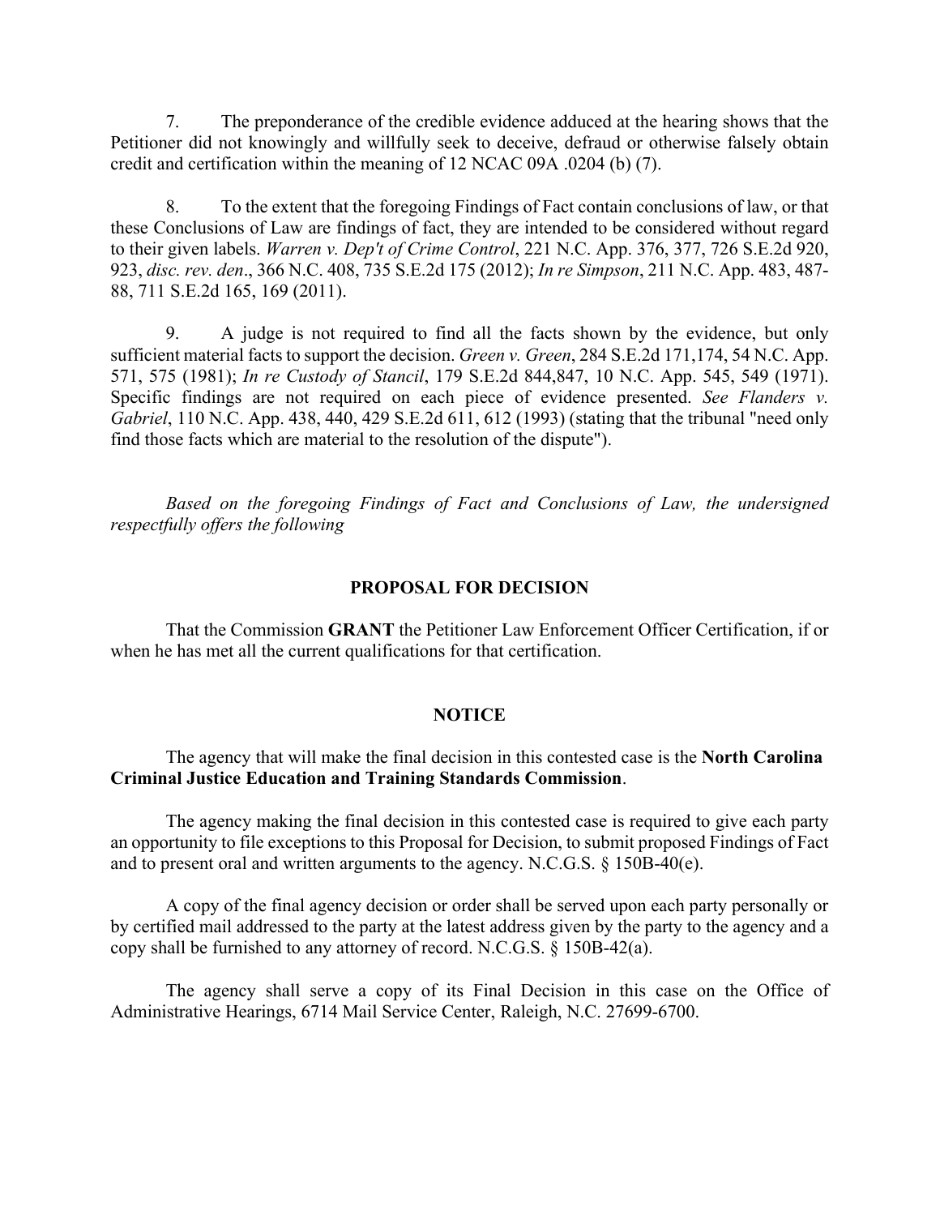7. The preponderance of the credible evidence adduced at the hearing shows that the Petitioner did not knowingly and willfully seek to deceive, defraud or otherwise falsely obtain credit and certification within the meaning of 12 NCAC 09A .0204 (b) (7).

8. To the extent that the foregoing Findings of Fact contain conclusions of law, or that these Conclusions of Law are findings of fact, they are intended to be considered without regard to their given labels. *Warren v. Dep't of Crime Control*, 221 N.C. App. 376, 377, 726 S.E.2d 920, 923, *disc. rev. den*., 366 N.C. 408, 735 S.E.2d 175 (2012); *In re Simpson*, 211 N.C. App. 483, 487-88, 711 S.E.2d 165, 169 (2011).

9. A judge is not required to find all the facts shown by the evidence, but only sufficient material facts to support the decision. *Green v. Green*, 284 S.E.2d 171,174, 54 N.C. App. 571, 575 (1981); *In re Custody of Stancil*, 179 S.E.2d 844,847, 10 N.C. App. 545, 549 (1971). Specific findings are not required on each piece of evidence presented. *See Flanders v. Gabriel*, 110 N.C. App. 438, 440, 429 S.E.2d 611, 612 (1993) (stating that the tribunal "need only find those facts which are material to the resolution of the dispute").

*Based on the foregoing Findings of Fact and Conclusions of Law, the undersigned respectfully offers the following*

## PROPOSAL FOR DECISION

That the Commission **GRANT** the Petitioner Law Enforcement Officer Certification, if or when he has met all the current qualifications for that certification.

## NOTICE

The agency that will make the final decision in this contested case is the **North Carolina Criminal Justice Education and Training Standards Commission**.

The agency making the final decision in this contested case is required to give each party an opportunity to file exceptions to this Proposal for Decision, to submit proposed Findings of Fact and to present oral and written arguments to the agency. N.C.G.S. § 150B-40(e).

A copy of the final agency decision or order shall be served upon each party personally or by certified mail addressed to the party at the latest address given by the party to the agency and a copy shall be furnished to any attorney of record. N.C.G.S. § 150B-42(a).

The agency shall serve a copy of its Final Decision in this case on the Office of Administrative Hearings, 6714 Mail Service Center, Raleigh, N.C. 27699-6700.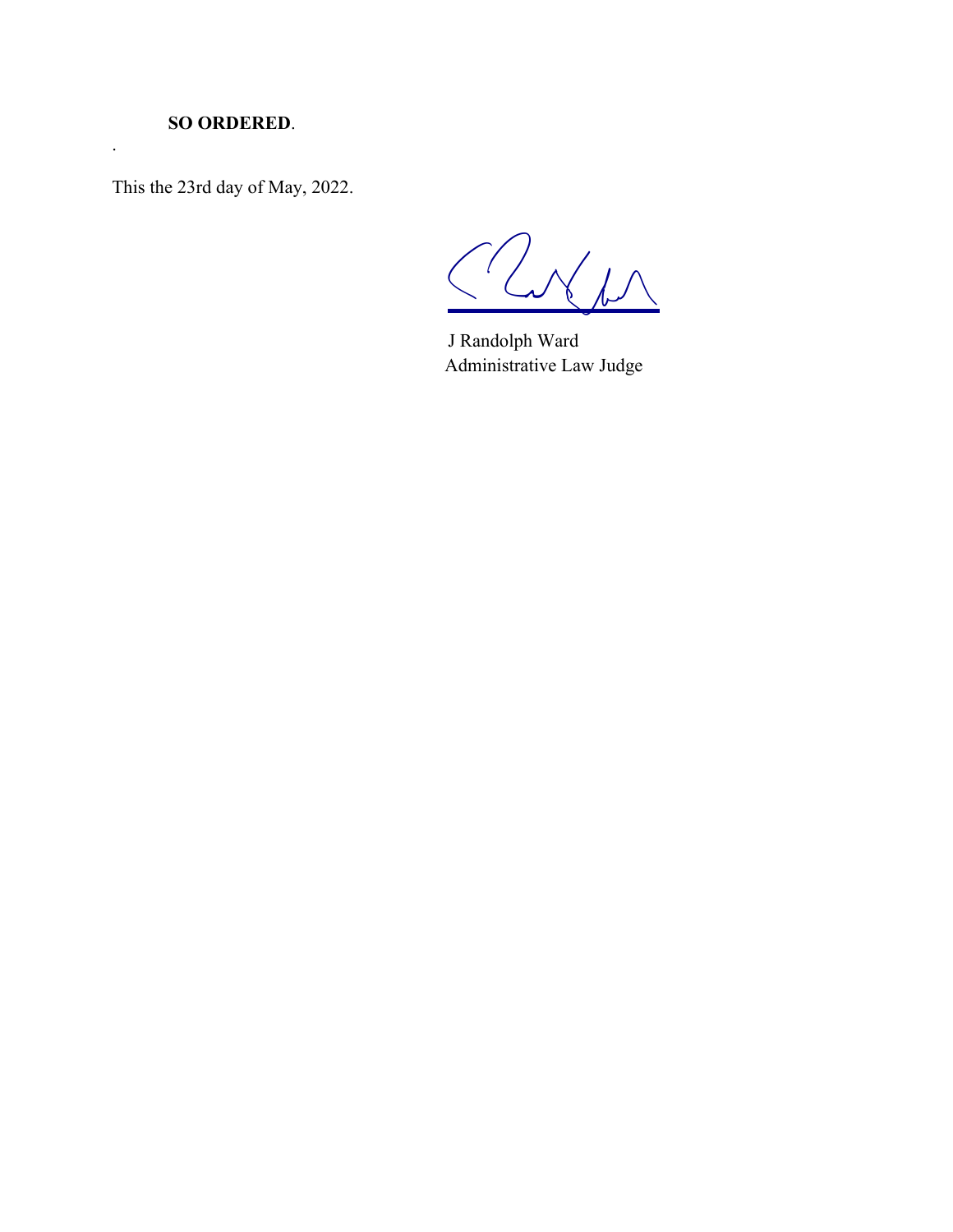**SO ORDERED**.

.

This the 23rd day of May, 2022.

J Randolph Ward
Administrative Law Judge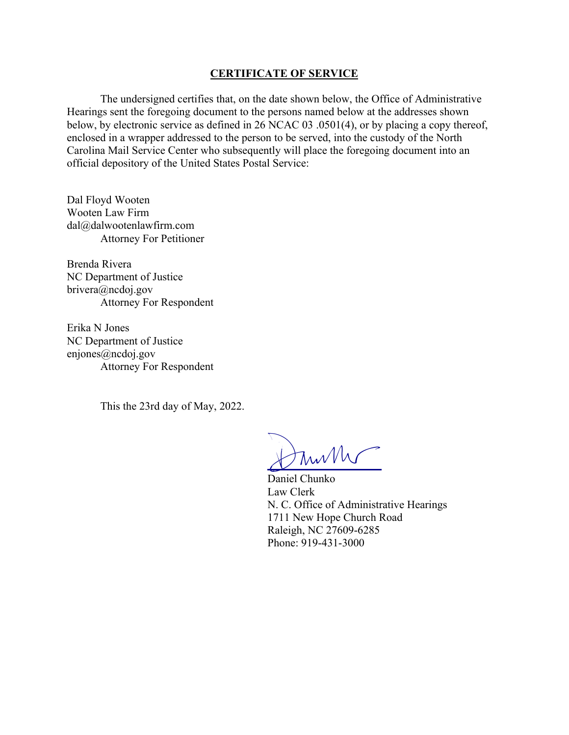## CERTIFICATE OF SERVICE

The undersigned certifies that, on the date shown below, the Office of Administrative Hearings sent the foregoing document to the persons named below at the addresses shown below, by electronic service as defined in 26 NCAC 03 .0501(4), or by placing a copy thereof, enclosed in a wrapper addressed to the person to be served, into the custody of the North Carolina Mail Service Center who subsequently will place the foregoing document into an official depository of the United States Postal Service:

Dal Floyd Wooten
Wooten Law Firm
dal@dalwootenlawfirm.com
Attorney For Petitioner

Brenda Rivera
NC Department of Justice
brivera@ncdoj.gov
Attorney For Respondent

Erika N Jones
NC Department of Justice
enjones@ncdoj.gov
Attorney For Respondent

This the 23rd day of May, 2022.

Daniel Chunko
Law Clerk
N. C. Office of Administrative Hearings
1711 New Hope Church Road
Raleigh, NC 27609-6285
Phone: 919-431-3000